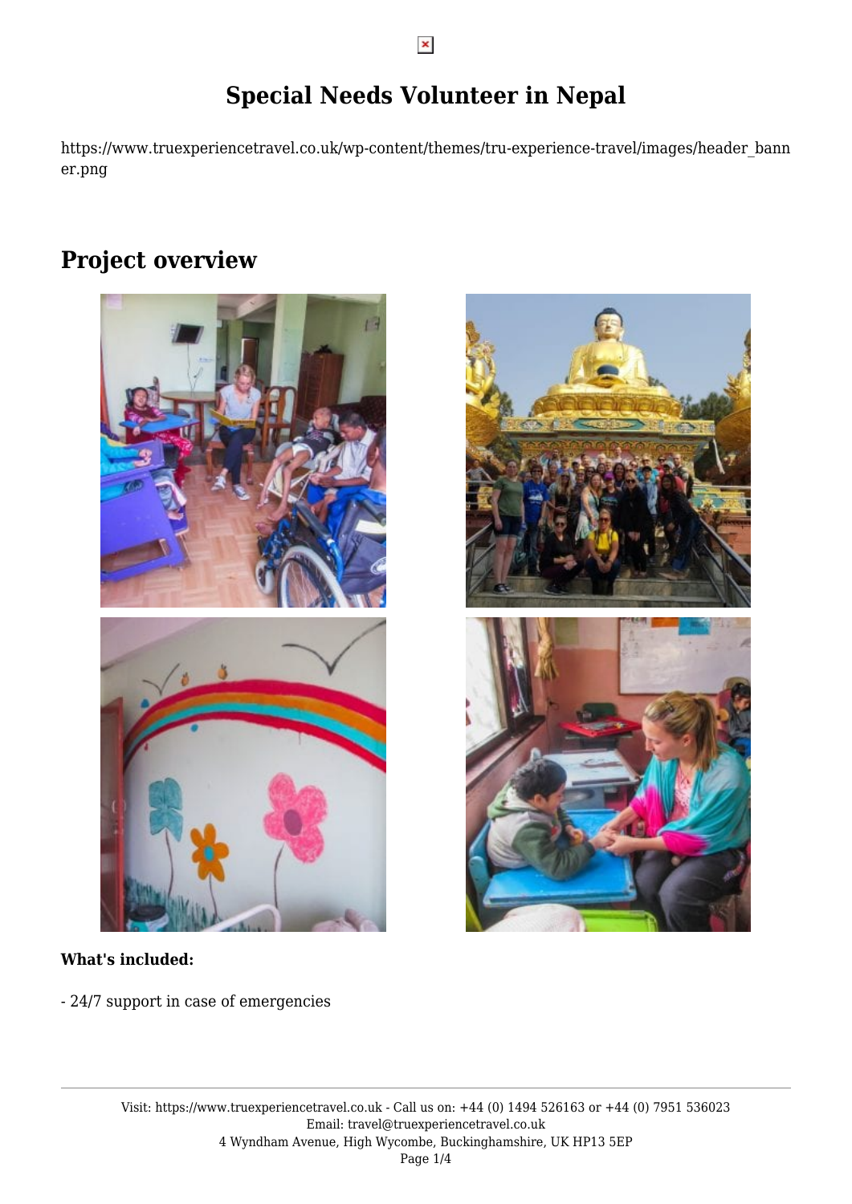# Special Needs Volunteer in Nepal

https://www.truexperiencetravel.co.uk/wp-content/themes/tru-experience-travel/images/header_banner.png

## Project overview

**What's included:**

- 24/7 support in case of emergencies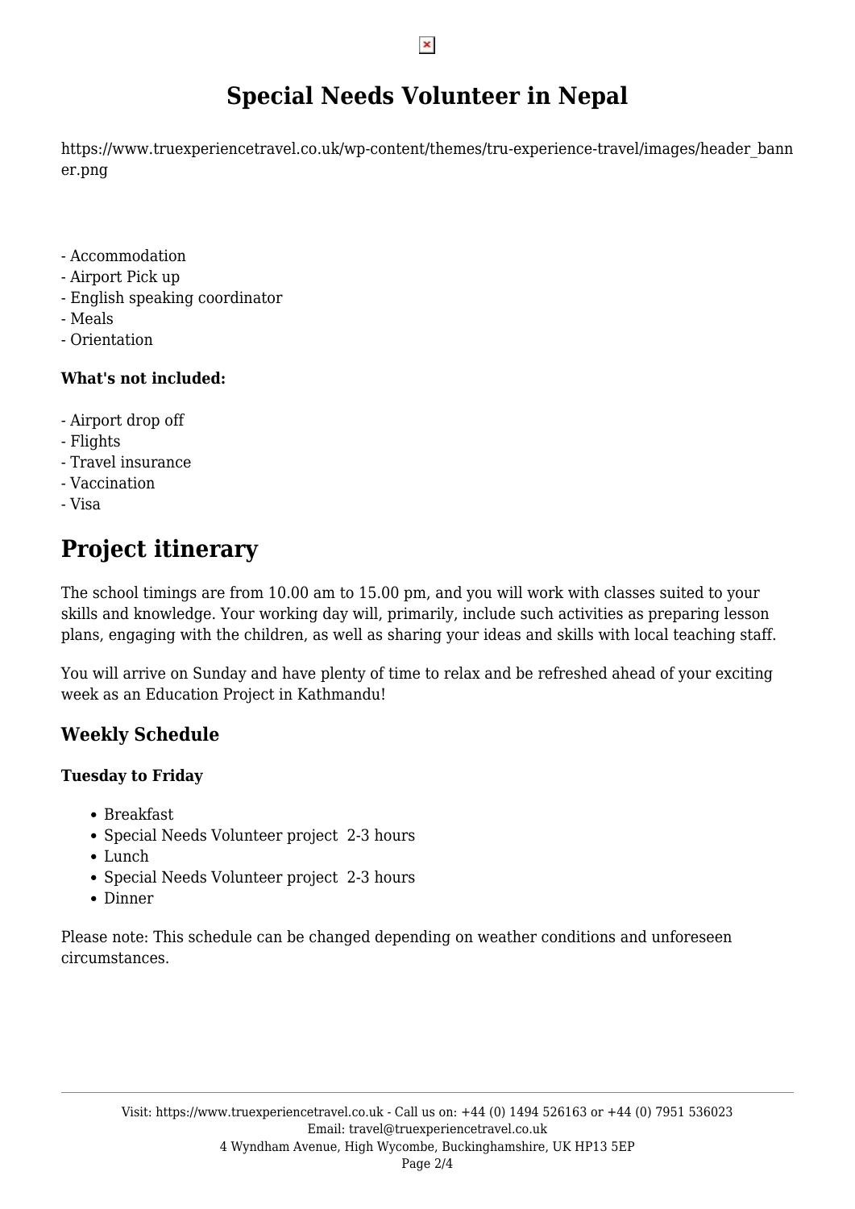# Special Needs Volunteer in Nepal

https://www.truexperiencetravel.co.uk/wp-content/themes/tru-experience-travel/images/header_banner.png

- Accommodation
- Airport Pick up
- English speaking coordinator
- Meals
- Orientation

**What's not included:**

- Airport drop off
- Flights
- Travel insurance
- Vaccination
- Visa

# Project itinerary

The school timings are from 10.00 am to 15.00 pm, and you will work with classes suited to your skills and knowledge. Your working day will, primarily, include such activities as preparing lesson plans, engaging with the children, as well as sharing your ideas and skills with local teaching staff.

You will arrive on Sunday and have plenty of time to relax and be refreshed ahead of your exciting week as an Education Project in Kathmandu!

## Weekly Schedule

**Tuesday to Friday**

- Breakfast
- Special Needs Volunteer project 2-3 hours
- Lunch
- Special Needs Volunteer project 2-3 hours
- Dinner

Please note: This schedule can be changed depending on weather conditions and unforeseen circumstances.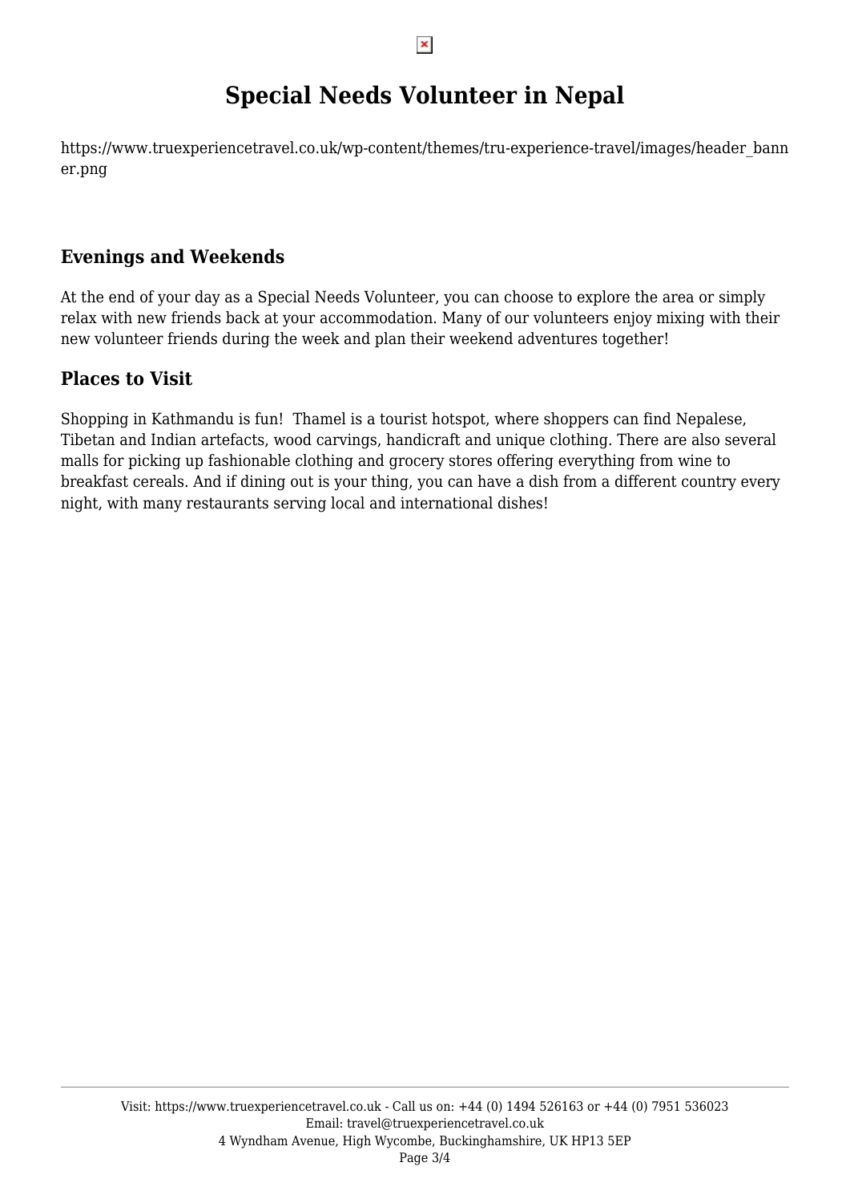# Special Needs Volunteer in Nepal

https://www.truexperiencetravel.co.uk/wp-content/themes/tru-experience-travel/images/header_banner.png

## Evenings and Weekends

At the end of your day as a Special Needs Volunteer, you can choose to explore the area or simply relax with new friends back at your accommodation. Many of our volunteers enjoy mixing with their new volunteer friends during the week and plan their weekend adventures together!

## Places to Visit

Shopping in Kathmandu is fun!  Thamel is a tourist hotspot, where shoppers can find Nepalese, Tibetan and Indian artefacts, wood carvings, handicraft and unique clothing. There are also several malls for picking up fashionable clothing and grocery stores offering everything from wine to breakfast cereals. And if dining out is your thing, you can have a dish from a different country every night, with many restaurants serving local and international dishes!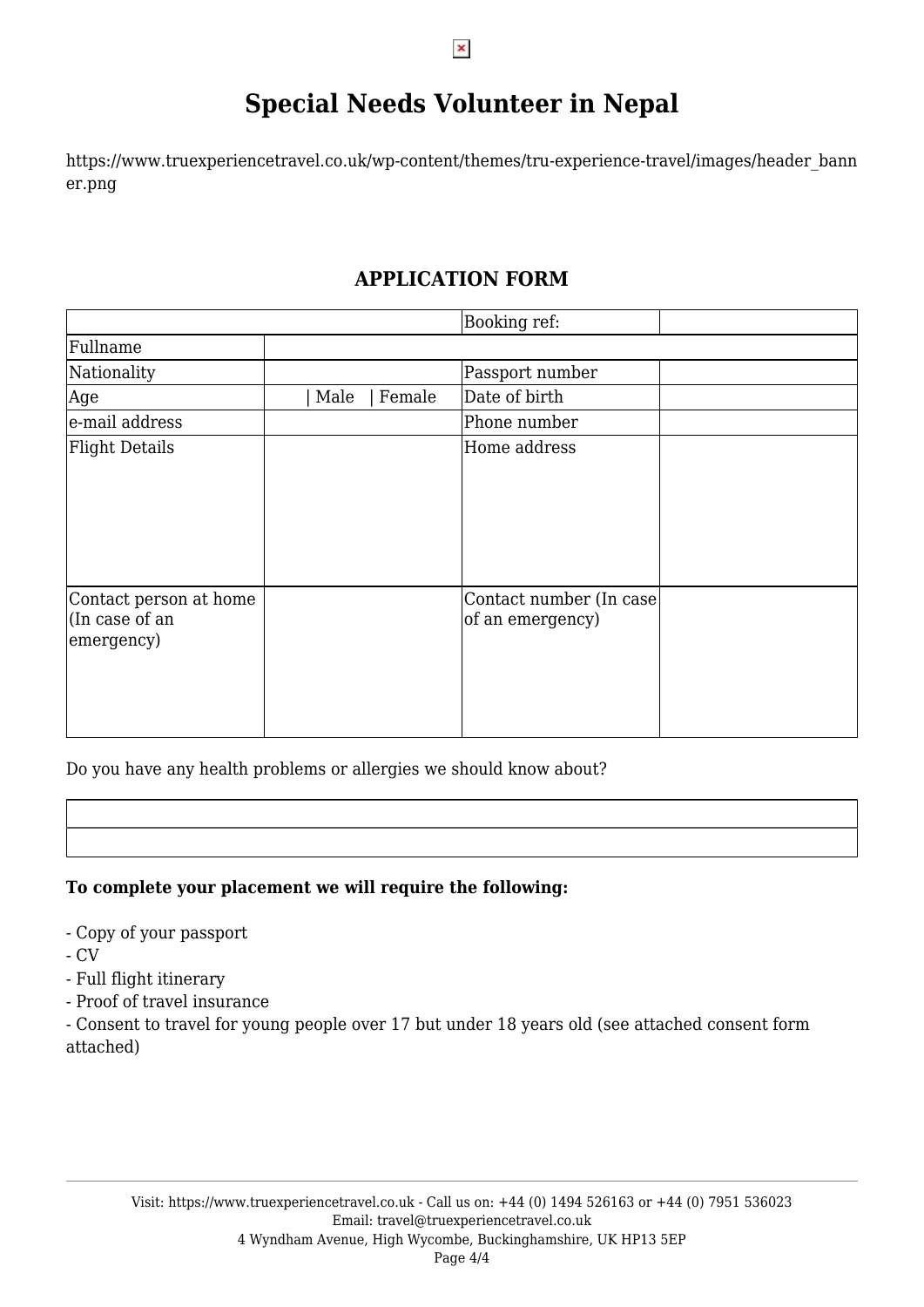# Special Needs Volunteer in Nepal

https://www.truexperiencetravel.co.uk/wp-content/themes/tru-experience-travel/images/header_banner.png

## APPLICATION FORM

| | | | |
|---|---|---|---|
| | | Booking ref: | |
| Fullname | | | |
| Nationality | | Passport number | |
| Age | \| Male \| Female | Date of birth | |
| e-mail address | | Phone number | |
| Flight Details | | Home address | |
| Contact person at home (In case of an emergency) | | Contact number (In case of an emergency) | |

Do you have any health problems or allergies we should know about?

| |
|---|
| |
| |

**To complete your placement we will require the following:**

- Copy of your passport
- CV
- Full flight itinerary
- Proof of travel insurance
- Consent to travel for young people over 17 but under 18 years old (see attached consent form attached)